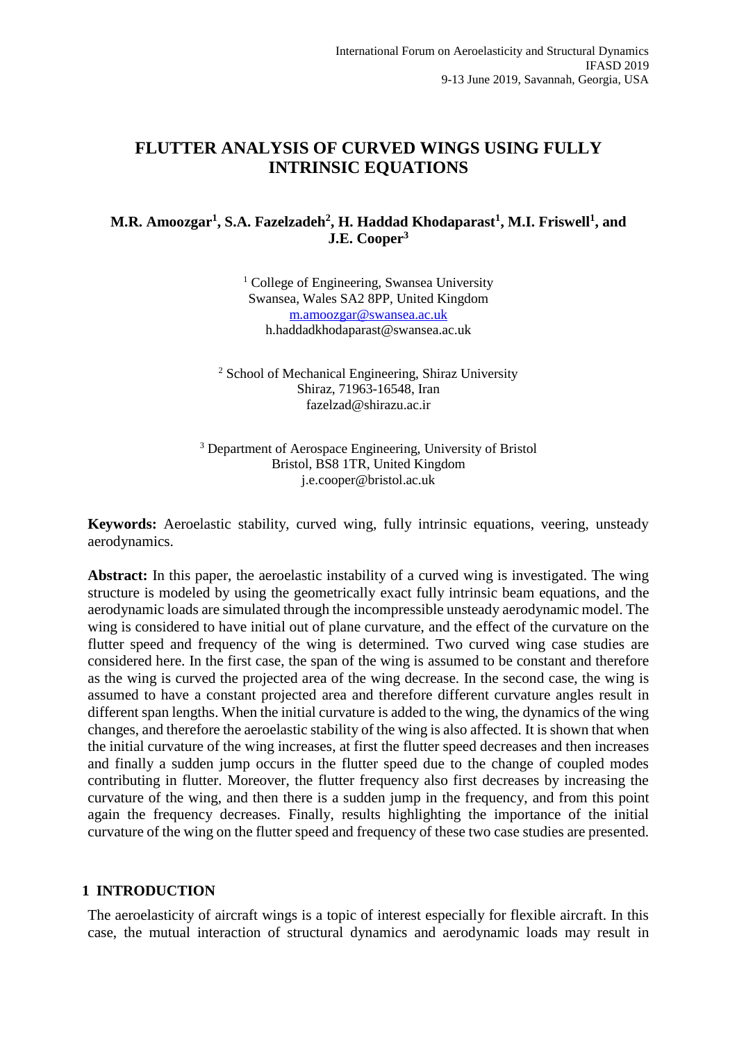International Forum on Aeroelasticity and Structural Dynamics
IFASD 2019
9-13 June 2019, Savannah, Georgia, USA

# FLUTTER ANALYSIS OF CURVED WINGS USING FULLY INTRINSIC EQUATIONS

**M.R. Amoozgar[1], S.A. Fazelzadeh[2], H. Haddad Khodaparast[1], M.I. Friswell[1], and J.E. Cooper[3]**

[1] College of Engineering, Swansea University
Swansea, Wales SA2 8PP, United Kingdom
m.amoozgar@swansea.ac.uk
h.haddadkhodaparast@swansea.ac.uk

[2] School of Mechanical Engineering, Shiraz University
Shiraz, 71963-16548, Iran
fazelzad@shirazu.ac.ir

[3] Department of Aerospace Engineering, University of Bristol
Bristol, BS8 1TR, United Kingdom
j.e.cooper@bristol.ac.uk

**Keywords:** Aeroelastic stability, curved wing, fully intrinsic equations, veering, unsteady aerodynamics.

**Abstract:** In this paper, the aeroelastic instability of a curved wing is investigated. The wing structure is modeled by using the geometrically exact fully intrinsic beam equations, and the aerodynamic loads are simulated through the incompressible unsteady aerodynamic model. The wing is considered to have initial out of plane curvature, and the effect of the curvature on the flutter speed and frequency of the wing is determined. Two curved wing case studies are considered here. In the first case, the span of the wing is assumed to be constant and therefore as the wing is curved the projected area of the wing decrease. In the second case, the wing is assumed to have a constant projected area and therefore different curvature angles result in different span lengths. When the initial curvature is added to the wing, the dynamics of the wing changes, and therefore the aeroelastic stability of the wing is also affected. It is shown that when the initial curvature of the wing increases, at first the flutter speed decreases and then increases and finally a sudden jump occurs in the flutter speed due to the change of coupled modes contributing in flutter. Moreover, the flutter frequency also first decreases by increasing the curvature of the wing, and then there is a sudden jump in the frequency, and from this point again the frequency decreases. Finally, results highlighting the importance of the initial curvature of the wing on the flutter speed and frequency of these two case studies are presented.

## 1 INTRODUCTION

The aeroelasticity of aircraft wings is a topic of interest especially for flexible aircraft. In this case, the mutual interaction of structural dynamics and aerodynamic loads may result in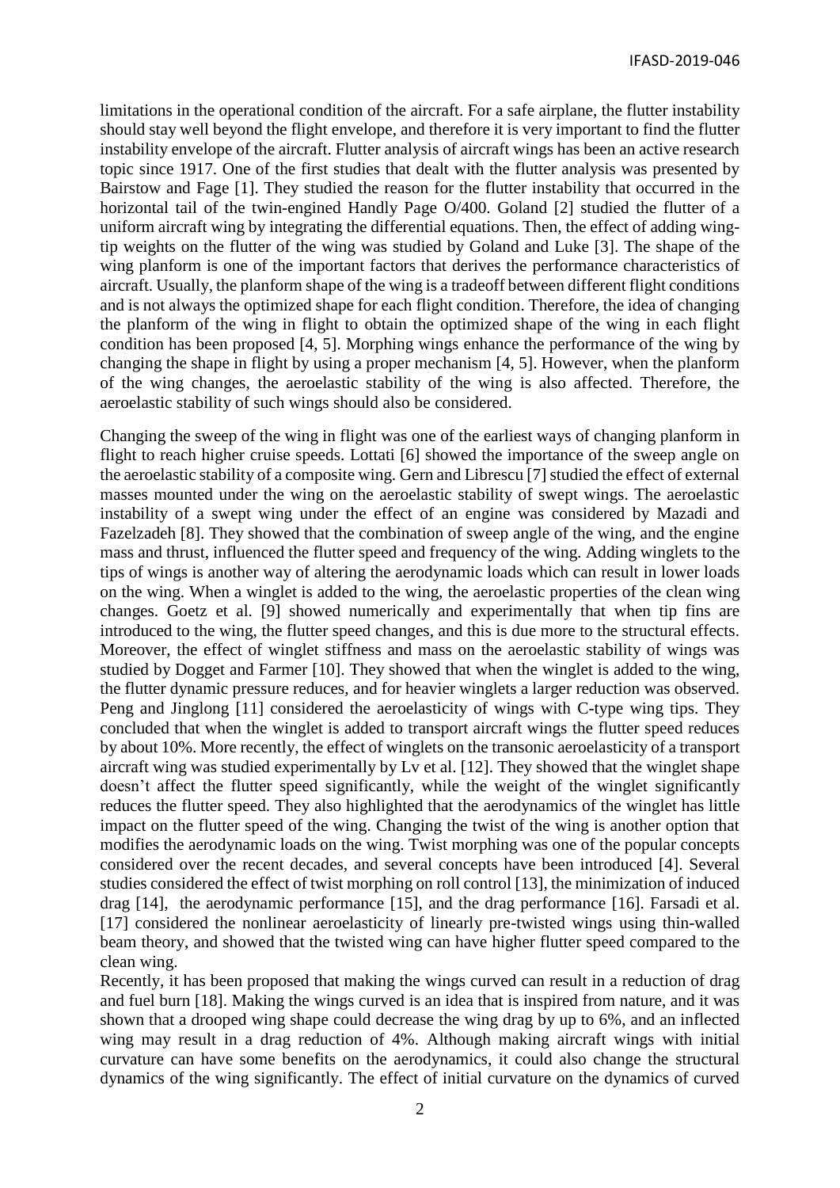limitations in the operational condition of the aircraft. For a safe airplane, the flutter instability should stay well beyond the flight envelope, and therefore it is very important to find the flutter instability envelope of the aircraft. Flutter analysis of aircraft wings has been an active research topic since 1917. One of the first studies that dealt with the flutter analysis was presented by Bairstow and Fage [1]. They studied the reason for the flutter instability that occurred in the horizontal tail of the twin-engined Handly Page O/400. Goland [2] studied the flutter of a uniform aircraft wing by integrating the differential equations. Then, the effect of adding wing-tip weights on the flutter of the wing was studied by Goland and Luke [3]. The shape of the wing planform is one of the important factors that derives the performance characteristics of aircraft. Usually, the planform shape of the wing is a tradeoff between different flight conditions and is not always the optimized shape for each flight condition. Therefore, the idea of changing the planform of the wing in flight to obtain the optimized shape of the wing in each flight condition has been proposed [4, 5]. Morphing wings enhance the performance of the wing by changing the shape in flight by using a proper mechanism [4, 5]. However, when the planform of the wing changes, the aeroelastic stability of the wing is also affected. Therefore, the aeroelastic stability of such wings should also be considered.

Changing the sweep of the wing in flight was one of the earliest ways of changing planform in flight to reach higher cruise speeds. Lottati [6] showed the importance of the sweep angle on the aeroelastic stability of a composite wing. Gern and Librescu [7] studied the effect of external masses mounted under the wing on the aeroelastic stability of swept wings. The aeroelastic instability of a swept wing under the effect of an engine was considered by Mazadi and Fazelzadeh [8]. They showed that the combination of sweep angle of the wing, and the engine mass and thrust, influenced the flutter speed and frequency of the wing. Adding winglets to the tips of wings is another way of altering the aerodynamic loads which can result in lower loads on the wing. When a winglet is added to the wing, the aeroelastic properties of the clean wing changes. Goetz et al. [9] showed numerically and experimentally that when tip fins are introduced to the wing, the flutter speed changes, and this is due more to the structural effects. Moreover, the effect of winglet stiffness and mass on the aeroelastic stability of wings was studied by Dogget and Farmer [10]. They showed that when the winglet is added to the wing, the flutter dynamic pressure reduces, and for heavier winglets a larger reduction was observed. Peng and Jinglong [11] considered the aeroelasticity of wings with C-type wing tips. They concluded that when the winglet is added to transport aircraft wings the flutter speed reduces by about 10%. More recently, the effect of winglets on the transonic aeroelasticity of a transport aircraft wing was studied experimentally by Lv et al. [12]. They showed that the winglet shape doesn't affect the flutter speed significantly, while the weight of the winglet significantly reduces the flutter speed. They also highlighted that the aerodynamics of the winglet has little impact on the flutter speed of the wing. Changing the twist of the wing is another option that modifies the aerodynamic loads on the wing. Twist morphing was one of the popular concepts considered over the recent decades, and several concepts have been introduced [4]. Several studies considered the effect of twist morphing on roll control [13], the minimization of induced drag [14], the aerodynamic performance [15], and the drag performance [16]. Farsadi et al. [17] considered the nonlinear aeroelasticity of linearly pre-twisted wings using thin-walled beam theory, and showed that the twisted wing can have higher flutter speed compared to the clean wing.

Recently, it has been proposed that making the wings curved can result in a reduction of drag and fuel burn [18]. Making the wings curved is an idea that is inspired from nature, and it was shown that a drooped wing shape could decrease the wing drag by up to 6%, and an inflected wing may result in a drag reduction of 4%. Although making aircraft wings with initial curvature can have some benefits on the aerodynamics, it could also change the structural dynamics of the wing significantly. The effect of initial curvature on the dynamics of curved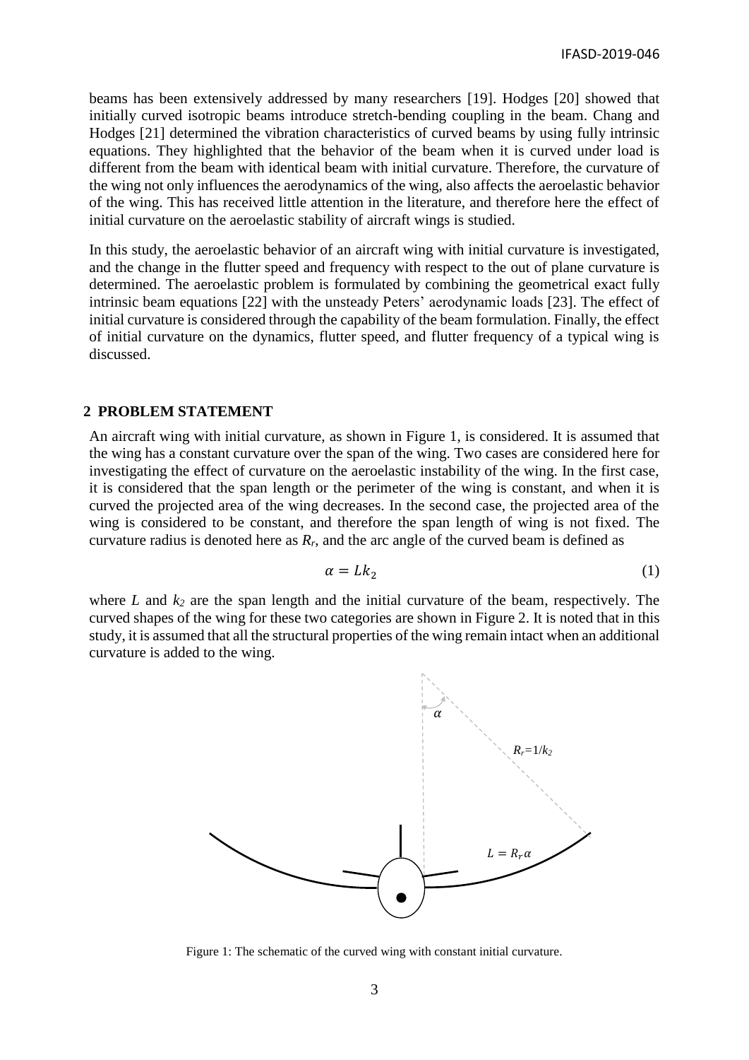beams has been extensively addressed by many researchers [19]. Hodges [20] showed that initially curved isotropic beams introduce stretch-bending coupling in the beam. Chang and Hodges [21] determined the vibration characteristics of curved beams by using fully intrinsic equations. They highlighted that the behavior of the beam when it is curved under load is different from the beam with identical beam with initial curvature. Therefore, the curvature of the wing not only influences the aerodynamics of the wing, also affects the aeroelastic behavior of the wing. This has received little attention in the literature, and therefore here the effect of initial curvature on the aeroelastic stability of aircraft wings is studied.

In this study, the aeroelastic behavior of an aircraft wing with initial curvature is investigated, and the change in the flutter speed and frequency with respect to the out of plane curvature is determined. The aeroelastic problem is formulated by combining the geometrical exact fully intrinsic beam equations [22] with the unsteady Peters' aerodynamic loads [23]. The effect of initial curvature is considered through the capability of the beam formulation. Finally, the effect of initial curvature on the dynamics, flutter speed, and flutter frequency of a typical wing is discussed.

## 2 PROBLEM STATEMENT

An aircraft wing with initial curvature, as shown in Figure 1, is considered. It is assumed that the wing has a constant curvature over the span of the wing. Two cases are considered here for investigating the effect of curvature on the aeroelastic instability of the wing. In the first case, it is considered that the span length or the perimeter of the wing is constant, and when it is curved the projected area of the wing decreases. In the second case, the projected area of the wing is considered to be constant, and therefore the span length of wing is not fixed. The curvature radius is denoted here as $R_r$, and the arc angle of the curved beam is defined as

$$\alpha = Lk_2 \tag{1}$$

where $L$ and $k_2$ are the span length and the initial curvature of the beam, respectively. The curved shapes of the wing for these two categories are shown in Figure 2. It is noted that in this study, it is assumed that all the structural properties of the wing remain intact when an additional curvature is added to the wing.

Figure 1: The schematic of the curved wing with constant initial curvature.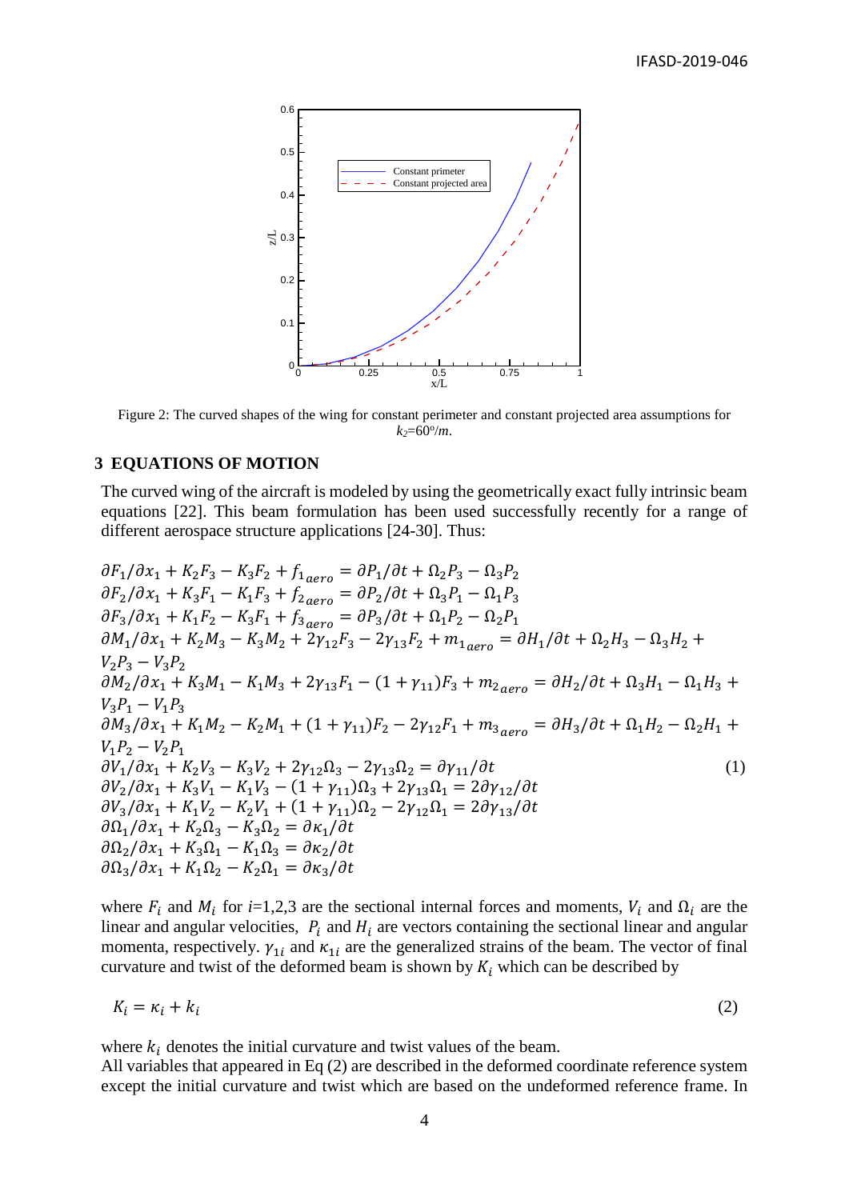Figure 2: The curved shapes of the wing for constant perimeter and constant projected area assumptions for $k_2$=60°/$m$.

## 3 EQUATIONS OF MOTION

The curved wing of the aircraft is modeled by using the geometrically exact fully intrinsic beam equations [22]. This beam formulation has been used successfully recently for a range of different aerospace structure applications [24-30]. Thus:

$$
\begin{aligned}
&\partial F_1/\partial x_1 + K_2 F_3 - K_3 F_2 + f_{1_{aero}} = \partial P_1/\partial t + \Omega_2 P_3 - \Omega_3 P_2 \\
&\partial F_2/\partial x_1 + K_3 F_1 - K_1 F_3 + f_{2_{aero}} = \partial P_2/\partial t + \Omega_3 P_1 - \Omega_1 P_3 \\
&\partial F_3/\partial x_1 + K_1 F_2 - K_3 F_1 + f_{3_{aero}} = \partial P_3/\partial t + \Omega_1 P_2 - \Omega_2 P_1 \\
&\partial M_1/\partial x_1 + K_2 M_3 - K_3 M_2 + 2\gamma_{12} F_3 - 2\gamma_{13} F_2 + m_{1_{aero}} = \partial H_1/\partial t + \Omega_2 H_3 - \Omega_3 H_2 + V_2 P_3 - V_3 P_2 \\
&\partial M_2/\partial x_1 + K_3 M_1 - K_1 M_3 + 2\gamma_{13} F_1 - (1+\gamma_{11}) F_3 + m_{2_{aero}} = \partial H_2/\partial t + \Omega_3 H_1 - \Omega_1 H_3 + V_3 P_1 - V_1 P_3 \\
&\partial M_3/\partial x_1 + K_1 M_2 - K_2 M_1 + (1+\gamma_{11}) F_2 - 2\gamma_{12} F_1 + m_{3_{aero}} = \partial H_3/\partial t + \Omega_1 H_2 - \Omega_2 H_1 + V_1 P_2 - V_2 P_1 \\
&\partial V_1/\partial x_1 + K_2 V_3 - K_3 V_2 + 2\gamma_{12}\Omega_3 - 2\gamma_{13}\Omega_2 = \partial \gamma_{11}/\partial t \\
&\partial V_2/\partial x_1 + K_3 V_1 - K_1 V_3 - (1+\gamma_{11})\Omega_3 + 2\gamma_{13}\Omega_1 = 2\partial \gamma_{12}/\partial t \\
&\partial V_3/\partial x_1 + K_1 V_2 - K_2 V_1 + (1+\gamma_{11})\Omega_2 - 2\gamma_{12}\Omega_1 = 2\partial \gamma_{13}/\partial t \\
&\partial \Omega_1/\partial x_1 + K_2 \Omega_3 - K_3 \Omega_2 = \partial \kappa_1/\partial t \\
&\partial \Omega_2/\partial x_1 + K_3 \Omega_1 - K_1 \Omega_3 = \partial \kappa_2/\partial t \\
&\partial \Omega_3/\partial x_1 + K_1 \Omega_2 - K_2 \Omega_1 = \partial \kappa_3/\partial t
\end{aligned}
\tag{1}
$$

where $F_i$ and $M_i$ for $i$=1,2,3 are the sectional internal forces and moments, $V_i$ and $\Omega_i$ are the linear and angular velocities, $P_i$ and $H_i$ are vectors containing the sectional linear and angular momenta, respectively. $\gamma_{1i}$ and $\kappa_{1i}$ are the generalized strains of the beam. The vector of final curvature and twist of the deformed beam is shown by $K_i$ which can be described by

$$
K_i = \kappa_i + k_i \tag{2}
$$

where $k_i$ denotes the initial curvature and twist values of the beam.

All variables that appeared in Eq (2) are described in the deformed coordinate reference system except the initial curvature and twist which are based on the undeformed reference frame. In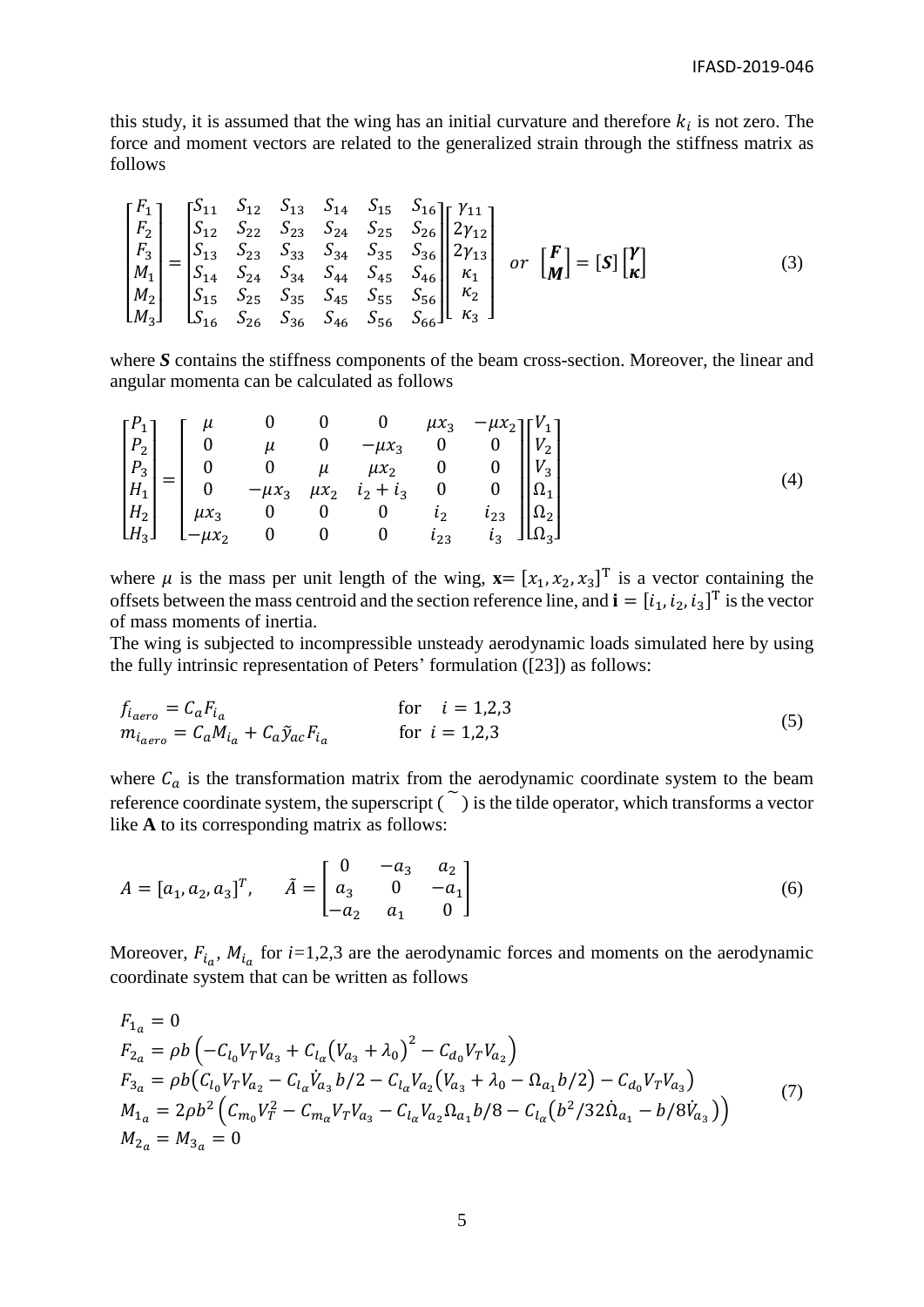this study, it is assumed that the wing has an initial curvature and therefore $k_i$ is not zero. The force and moment vectors are related to the generalized strain through the stiffness matrix as follows

$$
\begin{bmatrix} F_1 \\ F_2 \\ F_3 \\ M_1 \\ M_2 \\ M_3 \end{bmatrix} = \begin{bmatrix} S_{11} & S_{12} & S_{13} & S_{14} & S_{15} & S_{16} \\ S_{12} & S_{22} & S_{23} & S_{24} & S_{25} & S_{26} \\ S_{13} & S_{23} & S_{33} & S_{34} & S_{35} & S_{36} \\ S_{14} & S_{24} & S_{34} & S_{44} & S_{45} & S_{46} \\ S_{15} & S_{25} & S_{35} & S_{45} & S_{55} & S_{56} \\ S_{16} & S_{26} & S_{36} & S_{46} & S_{56} & S_{66} \end{bmatrix} \begin{bmatrix} \gamma_{11} \\ 2\gamma_{12} \\ 2\gamma_{13} \\ \kappa_1 \\ \kappa_2 \\ \kappa_3 \end{bmatrix} \quad or \quad \begin{bmatrix} \boldsymbol{F} \\ \boldsymbol{M} \end{bmatrix} = [\boldsymbol{S}] \begin{bmatrix} \boldsymbol{\gamma} \\ \boldsymbol{\kappa} \end{bmatrix} \tag{3}
$$

where $\boldsymbol{S}$ contains the stiffness components of the beam cross-section. Moreover, the linear and angular momenta can be calculated as follows

$$
\begin{bmatrix} P_1 \\ P_2 \\ P_3 \\ H_1 \\ H_2 \\ H_3 \end{bmatrix} = \begin{bmatrix} \mu & 0 & 0 & 0 & \mu x_3 & -\mu x_2 \\ 0 & \mu & 0 & -\mu x_3 & 0 & 0 \\ 0 & 0 & \mu & \mu x_2 & 0 & 0 \\ 0 & -\mu x_3 & \mu x_2 & i_2 + i_3 & 0 & 0 \\ \mu x_3 & 0 & 0 & 0 & i_2 & i_{23} \\ -\mu x_2 & 0 & 0 & 0 & i_{23} & i_3 \end{bmatrix} \begin{bmatrix} V_1 \\ V_2 \\ V_3 \\ \Omega_1 \\ \Omega_2 \\ \Omega_3 \end{bmatrix} \tag{4}
$$

where $\mu$ is the mass per unit length of the wing, $\mathbf{x} = [x_1, x_2, x_3]^{\mathrm{T}}$ is a vector containing the offsets between the mass centroid and the section reference line, and $\mathbf{i} = [i_1, i_2, i_3]^{\mathrm{T}}$ is the vector of mass moments of inertia.

The wing is subjected to incompressible unsteady aerodynamic loads simulated here by using the fully intrinsic representation of Peters' formulation ([23]) as follows:

$$
\begin{aligned}
f_{i_{aero}} &= C_a F_{i_a} && \text{for} \quad i = 1,2,3 \\
m_{i_{aero}} &= C_a M_{i_a} + C_a \tilde{y}_{ac} F_{i_a} && \text{for} \ \ i = 1,2,3
\end{aligned} \tag{5}
$$

where $C_a$ is the transformation matrix from the aerodynamic coordinate system to the beam reference coordinate system, the superscript ( $\tilde{}$ ) is the tilde operator, which transforms a vector like **A** to its corresponding matrix as follows:

$$
A = [a_1, a_2, a_3]^T, \qquad \tilde{A} = \begin{bmatrix} 0 & -a_3 & a_2 \\ a_3 & 0 & -a_1 \\ -a_2 & a_1 & 0 \end{bmatrix} \tag{6}
$$

Moreover, $F_{i_a}$, $M_{i_a}$ for $i$=1,2,3 are the aerodynamic forces and moments on the aerodynamic coordinate system that can be written as follows

$$
\begin{aligned}
F_{1_a} &= 0 \\
F_{2_a} &= \rho b \left( -C_{l_0} V_T V_{a_3} + C_{l_\alpha} \left( V_{a_3} + \lambda_0 \right)^2 - C_{d_0} V_T V_{a_2} \right) \\
F_{3_a} &= \rho b \left( C_{l_0} V_T V_{a_2} - C_{l_\alpha} \dot{V}_{a_3} b/2 - C_{l_\alpha} V_{a_2} \left( V_{a_3} + \lambda_0 - \Omega_{a_1} b/2 \right) - C_{d_0} V_T V_{a_3} \right) \\
M_{1_a} &= 2\rho b^2 \left( C_{m_0} V_T^2 - C_{m_\alpha} V_T V_{a_3} - C_{l_\alpha} V_{a_2} \Omega_{a_1} b/8 - C_{l_\alpha} \left( b^2/32 \dot{\Omega}_{a_1} - b/8 \dot{V}_{a_3} \right) \right) \\
M_{2_a} &= M_{3_a} = 0
\end{aligned} \tag{7}
$$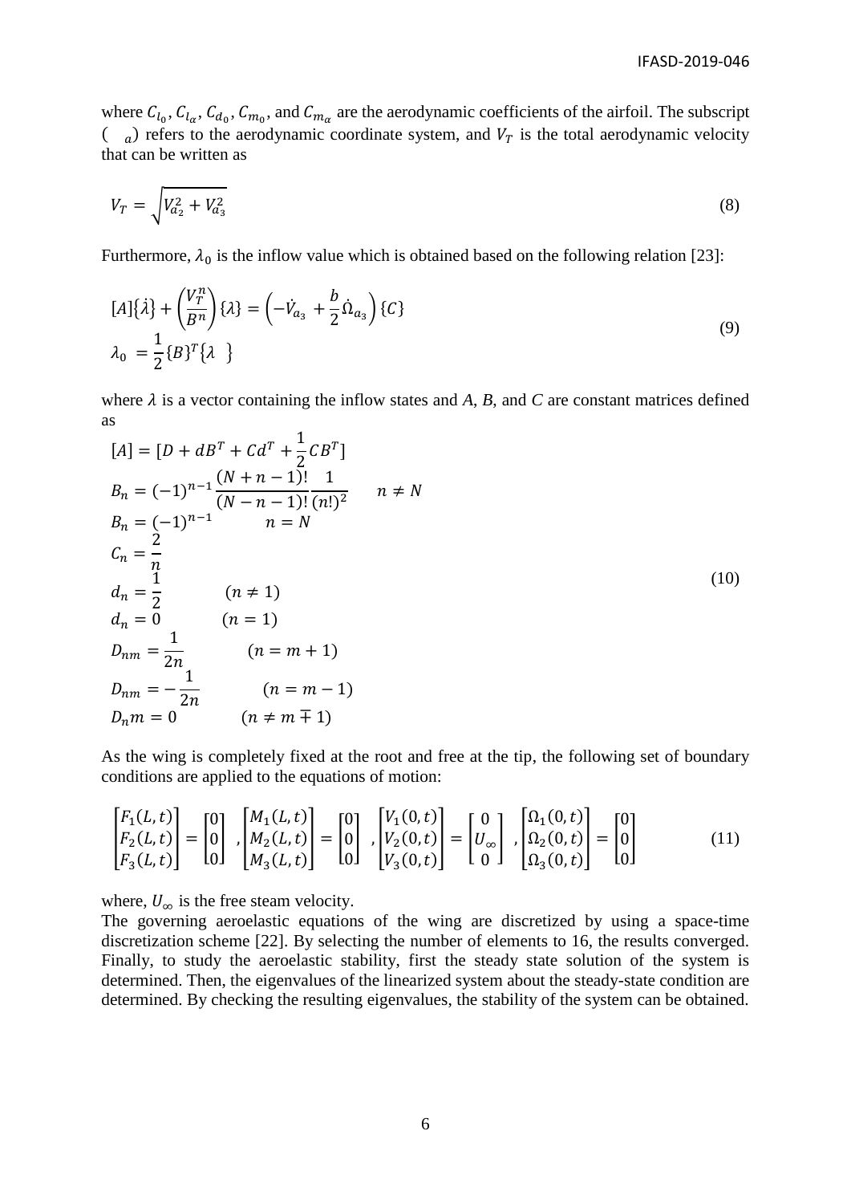where $C_{l_0}$, $C_{l_\alpha}$, $C_{d_0}$, $C_{m_0}$, and $C_{m_\alpha}$ are the aerodynamic coefficients of the airfoil. The subscript $(\ \ _a)$ refers to the aerodynamic coordinate system, and $V_T$ is the total aerodynamic velocity that can be written as

$$V_T = \sqrt{V_{a_2}^2 + V_{a_3}^2} \tag{8}$$

Furthermore, $\lambda_0$ is the inflow value which is obtained based on the following relation [23]:

$$\begin{aligned} &[A]\{\dot{\lambda}\} + \left(\frac{V_T^n}{B^n}\right)\{\lambda\} = \left(-\dot{V}_{a_3} + \frac{b}{2}\dot{\Omega}_{a_3}\right)\{C\} \\ &\lambda_0 = \frac{1}{2}\{B\}^T\{\lambda\ \ \} \end{aligned} \tag{9}$$

where $\lambda$ is a vector containing the inflow states and *A*, *B*, and *C* are constant matrices defined as

$$\begin{aligned} &[A] = [D + dB^T + Cd^T + \frac{1}{2}CB^T] \\ &B_n = (-1)^{n-1}\frac{(N+n-1)!}{(N-n-1)!}\frac{1}{(n!)^2} \qquad n \neq N \\ &B_n = (-1)^{n-1} \qquad n = N \\ &C_n = \frac{2}{n} \\ &d_n = \frac{1}{2} \qquad (n \neq 1) \\ &d_n = 0 \qquad (n = 1) \\ &D_{nm} = \frac{1}{2n} \qquad (n = m+1) \\ &D_{nm} = -\frac{1}{2n} \qquad (n = m-1) \\ &D_n m = 0 \qquad (n \neq m \mp 1) \end{aligned} \tag{10}$$

As the wing is completely fixed at the root and free at the tip, the following set of boundary conditions are applied to the equations of motion:

$$\begin{bmatrix} F_1(L,t) \\ F_2(L,t) \\ F_3(L,t) \end{bmatrix} = \begin{bmatrix} 0 \\ 0 \\ 0 \end{bmatrix}, \begin{bmatrix} M_1(L,t) \\ M_2(L,t) \\ M_3(L,t) \end{bmatrix} = \begin{bmatrix} 0 \\ 0 \\ 0 \end{bmatrix}, \begin{bmatrix} V_1(0,t) \\ V_2(0,t) \\ V_3(0,t) \end{bmatrix} = \begin{bmatrix} 0 \\ U_\infty \\ 0 \end{bmatrix}, \begin{bmatrix} \Omega_1(0,t) \\ \Omega_2(0,t) \\ \Omega_3(0,t) \end{bmatrix} = \begin{bmatrix} 0 \\ 0 \\ 0 \end{bmatrix} \tag{11}$$

where, $U_\infty$ is the free steam velocity.

The governing aeroelastic equations of the wing are discretized by using a space-time discretization scheme [22]. By selecting the number of elements to 16, the results converged. Finally, to study the aeroelastic stability, first the steady state solution of the system is determined. Then, the eigenvalues of the linearized system about the steady-state condition are determined. By checking the resulting eigenvalues, the stability of the system can be obtained.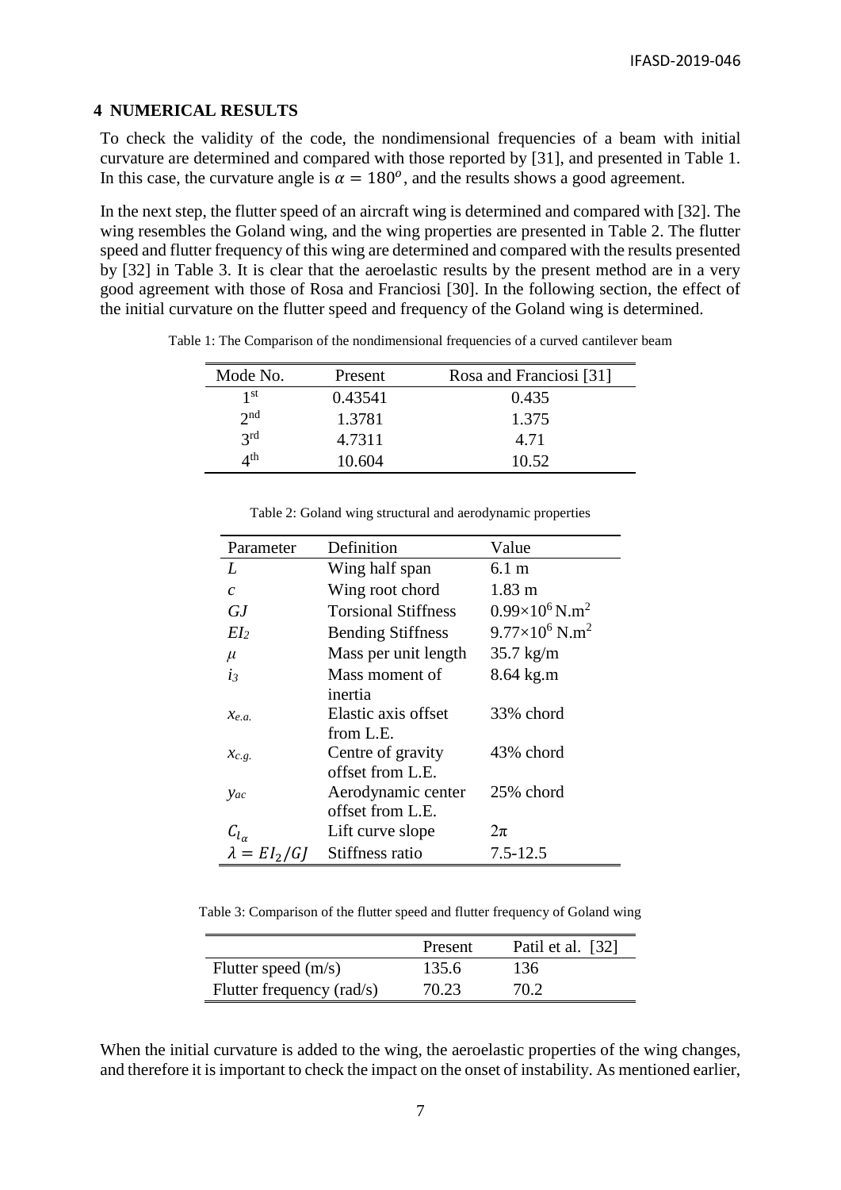## 4 NUMERICAL RESULTS

To check the validity of the code, the nondimensional frequencies of a beam with initial curvature are determined and compared with those reported by [31], and presented in Table 1. In this case, the curvature angle is $\alpha = 180^o$, and the results shows a good agreement.

In the next step, the flutter speed of an aircraft wing is determined and compared with [32]. The wing resembles the Goland wing, and the wing properties are presented in Table 2. The flutter speed and flutter frequency of this wing are determined and compared with the results presented by [32] in Table 3. It is clear that the aeroelastic results by the present method are in a very good agreement with those of Rosa and Franciosi [30]. In the following section, the effect of the initial curvature on the flutter speed and frequency of the Goland wing is determined.

Table 1: The Comparison of the nondimensional frequencies of a curved cantilever beam

| Mode No. | Present | Rosa and Franciosi [31] |
|---|---|---|
| 1st | 0.43541 | 0.435 |
| 2nd | 1.3781 | 1.375 |
| 3rd | 4.7311 | 4.71 |
| 4th | 10.604 | 10.52 |

Table 2: Goland wing structural and aerodynamic properties

| Parameter | Definition | Value |
|---|---|---|
| $L$ | Wing half span | 6.1 m |
| $c$ | Wing root chord | 1.83 m |
| $GJ$ | Torsional Stiffness | $0.99\times10^6$ N.m$^2$ |
| $EI_2$ | Bending Stiffness | $9.77\times10^6$ N.m$^2$ |
| $\mu$ | Mass per unit length | 35.7 kg/m |
| $i_3$ | Mass moment of inertia | 8.64 kg.m |
| $x_{e.a.}$ | Elastic axis offset from L.E. | 33% chord |
| $x_{c.g.}$ | Centre of gravity offset from L.E. | 43% chord |
| $y_{ac}$ | Aerodynamic center offset from L.E. | 25% chord |
| $C_{l_\alpha}$ | Lift curve slope | $2\pi$ |
| $\lambda = EI_2/GJ$ | Stiffness ratio | 7.5-12.5 |

Table 3: Comparison of the flutter speed and flutter frequency of Goland wing

| | Present | Patil et al. [32] |
|---|---|---|
| Flutter speed (m/s) | 135.6 | 136 |
| Flutter frequency (rad/s) | 70.23 | 70.2 |

When the initial curvature is added to the wing, the aeroelastic properties of the wing changes, and therefore it is important to check the impact on the onset of instability. As mentioned earlier,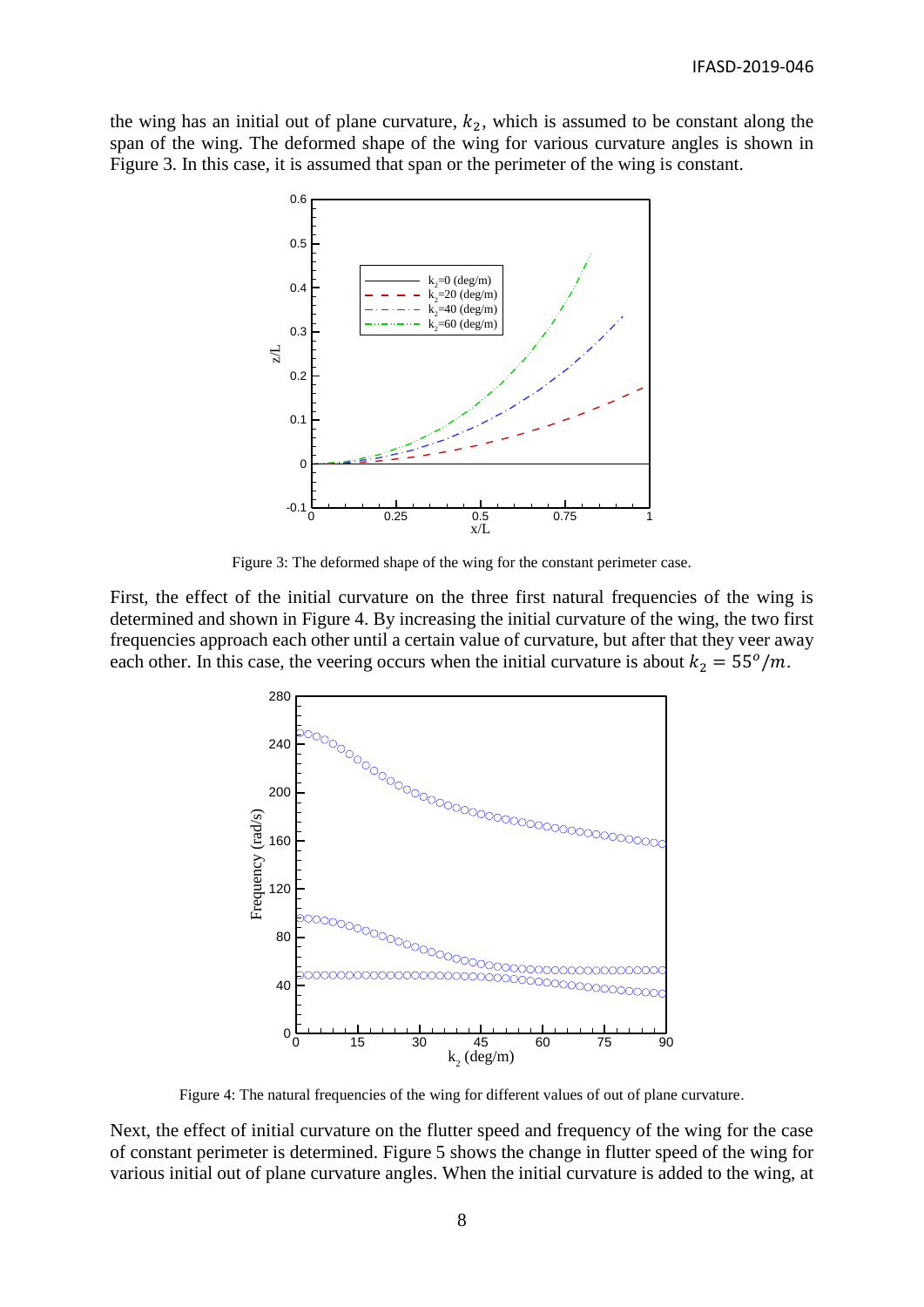the wing has an initial out of plane curvature, $k_2$, which is assumed to be constant along the span of the wing. The deformed shape of the wing for various curvature angles is shown in Figure 3. In this case, it is assumed that span or the perimeter of the wing is constant.

Figure 3: The deformed shape of the wing for the constant perimeter case.

First, the effect of the initial curvature on the three first natural frequencies of the wing is determined and shown in Figure 4. By increasing the initial curvature of the wing, the two first frequencies approach each other until a certain value of curvature, but after that they veer away each other. In this case, the veering occurs when the initial curvature is about $k_2 = 55^o/m$.

Figure 4: The natural frequencies of the wing for different values of out of plane curvature.

Next, the effect of initial curvature on the flutter speed and frequency of the wing for the case of constant perimeter is determined. Figure 5 shows the change in flutter speed of the wing for various initial out of plane curvature angles. When the initial curvature is added to the wing, at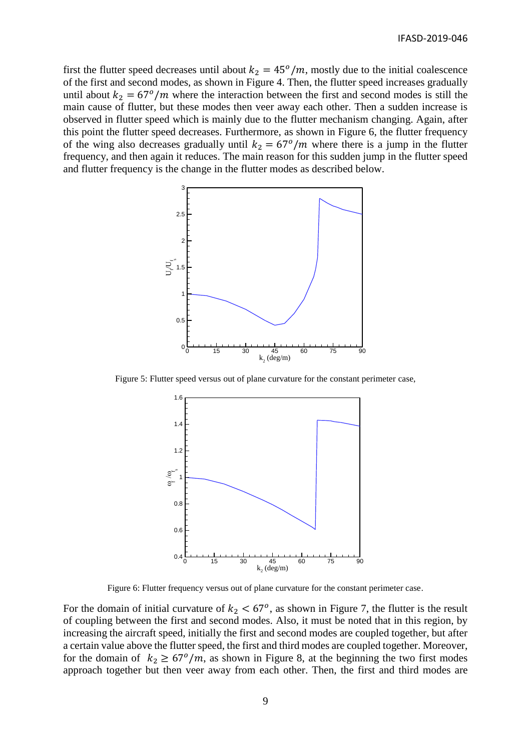first the flutter speed decreases until about $k_2 = 45^o/m$, mostly due to the initial coalescence of the first and second modes, as shown in Figure 4. Then, the flutter speed increases gradually until about $k_2 = 67^o/m$ where the interaction between the first and second modes is still the main cause of flutter, but these modes then veer away each other. Then a sudden increase is observed in flutter speed which is mainly due to the flutter mechanism changing. Again, after this point the flutter speed decreases. Furthermore, as shown in Figure 6, the flutter frequency of the wing also decreases gradually until $k_2 = 67^o/m$ where there is a jump in the flutter frequency, and then again it reduces. The main reason for this sudden jump in the flutter speed and flutter frequency is the change in the flutter modes as described below.

Figure 5: Flutter speed versus out of plane curvature for the constant perimeter case,

Figure 6: Flutter frequency versus out of plane curvature for the constant perimeter case.

For the domain of initial curvature of $k_2 < 67^o$, as shown in Figure 7, the flutter is the result of coupling between the first and second modes. Also, it must be noted that in this region, by increasing the aircraft speed, initially the first and second modes are coupled together, but after a certain value above the flutter speed, the first and third modes are coupled together. Moreover, for the domain of $k_2 \geq 67^o/m$, as shown in Figure 8, at the beginning the two first modes approach together but then veer away from each other. Then, the first and third modes are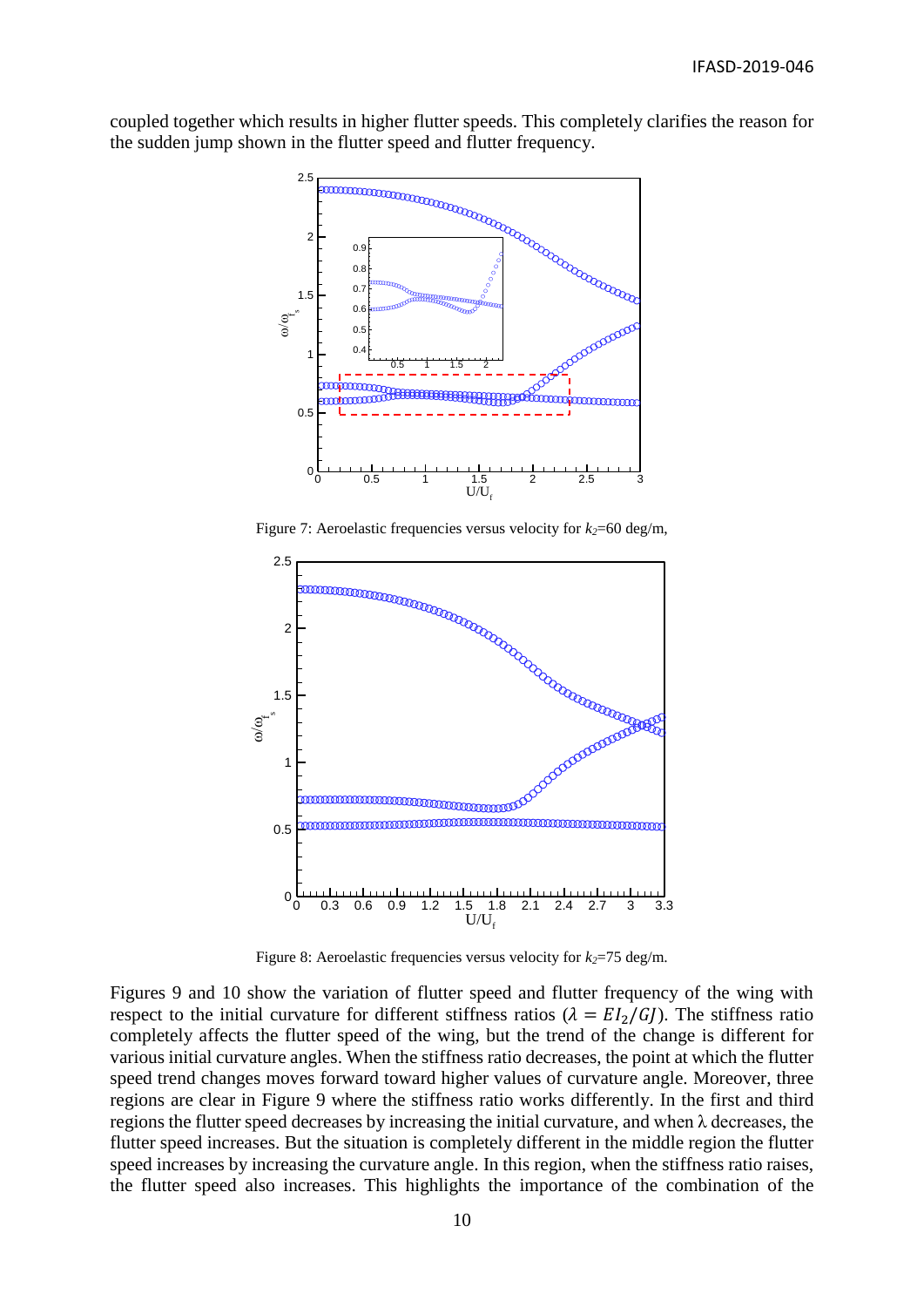coupled together which results in higher flutter speeds. This completely clarifies the reason for the sudden jump shown in the flutter speed and flutter frequency.

Figure 7: Aeroelastic frequencies versus velocity for $k_2$=60 deg/m,

Figure 8: Aeroelastic frequencies versus velocity for $k_2$=75 deg/m.

Figures 9 and 10 show the variation of flutter speed and flutter frequency of the wing with respect to the initial curvature for different stiffness ratios ($\lambda = EI_2/GJ$). The stiffness ratio completely affects the flutter speed of the wing, but the trend of the change is different for various initial curvature angles. When the stiffness ratio decreases, the point at which the flutter speed trend changes moves forward toward higher values of curvature angle. Moreover, three regions are clear in Figure 9 where the stiffness ratio works differently. In the first and third regions the flutter speed decreases by increasing the initial curvature, and when $\lambda$ decreases, the flutter speed increases. But the situation is completely different in the middle region the flutter speed increases by increasing the curvature angle. In this region, when the stiffness ratio raises, the flutter speed also increases. This highlights the importance of the combination of the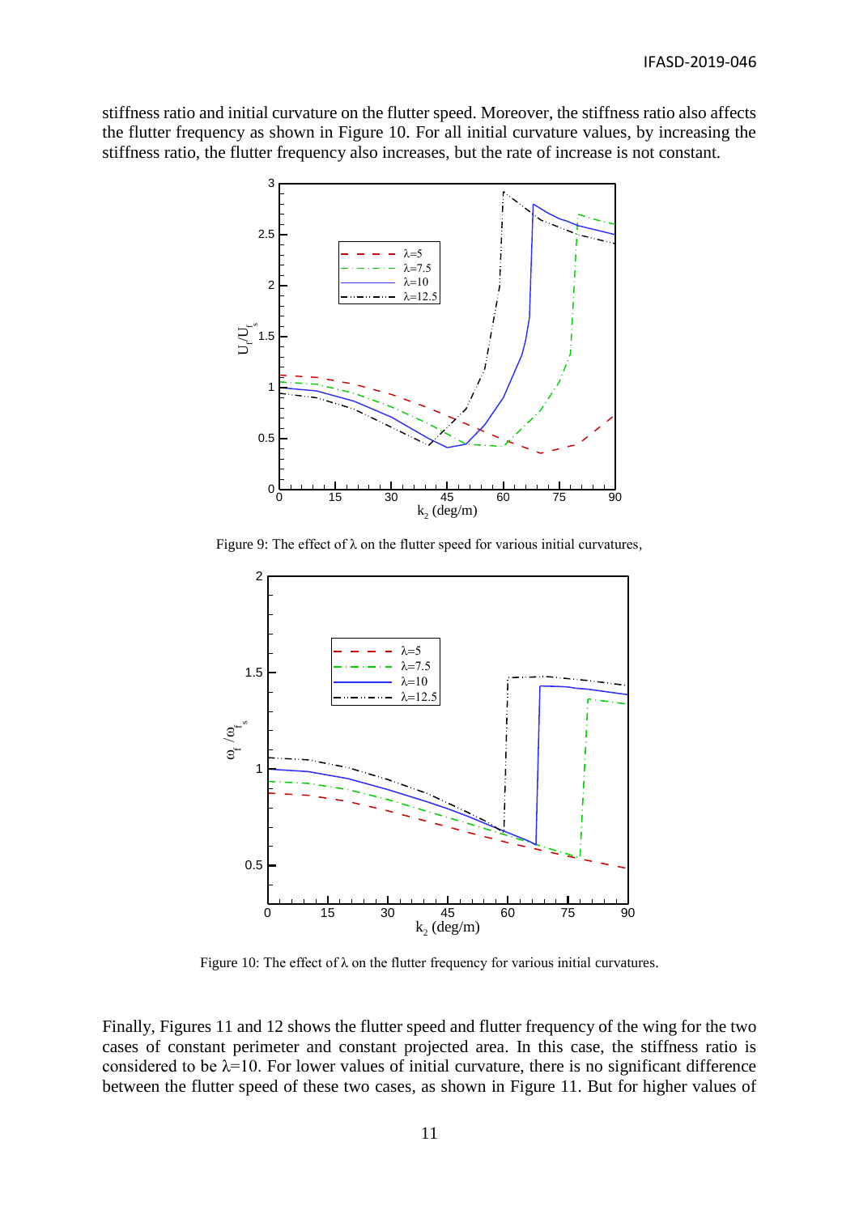stiffness ratio and initial curvature on the flutter speed. Moreover, the stiffness ratio also affects the flutter frequency as shown in Figure 10. For all initial curvature values, by increasing the stiffness ratio, the flutter frequency also increases, but the rate of increase is not constant.

Figure 9: The effect of $\lambda$ on the flutter speed for various initial curvatures,

Figure 10: The effect of $\lambda$ on the flutter frequency for various initial curvatures.

Finally, Figures 11 and 12 shows the flutter speed and flutter frequency of the wing for the two cases of constant perimeter and constant projected area. In this case, the stiffness ratio is considered to be $\lambda$=10. For lower values of initial curvature, there is no significant difference between the flutter speed of these two cases, as shown in Figure 11. But for higher values of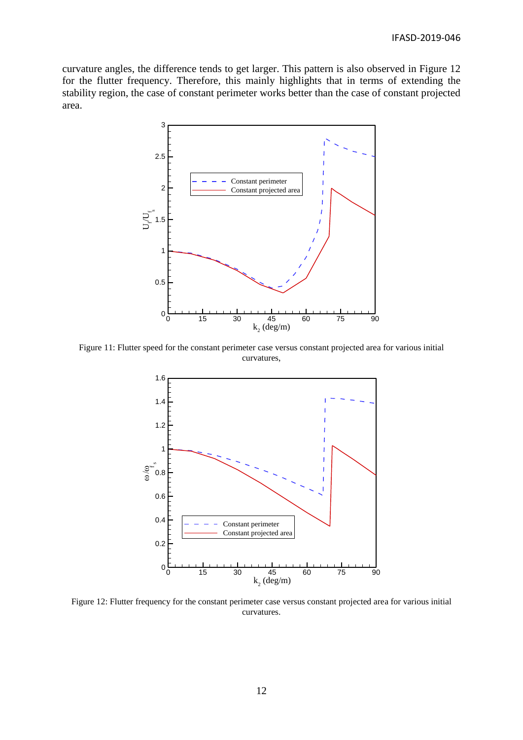curvature angles, the difference tends to get larger. This pattern is also observed in Figure 12 for the flutter frequency. Therefore, this mainly highlights that in terms of extending the stability region, the case of constant perimeter works better than the case of constant projected area.

Figure 11: Flutter speed for the constant perimeter case versus constant projected area for various initial curvatures,

Figure 12: Flutter frequency for the constant perimeter case versus constant projected area for various initial curvatures.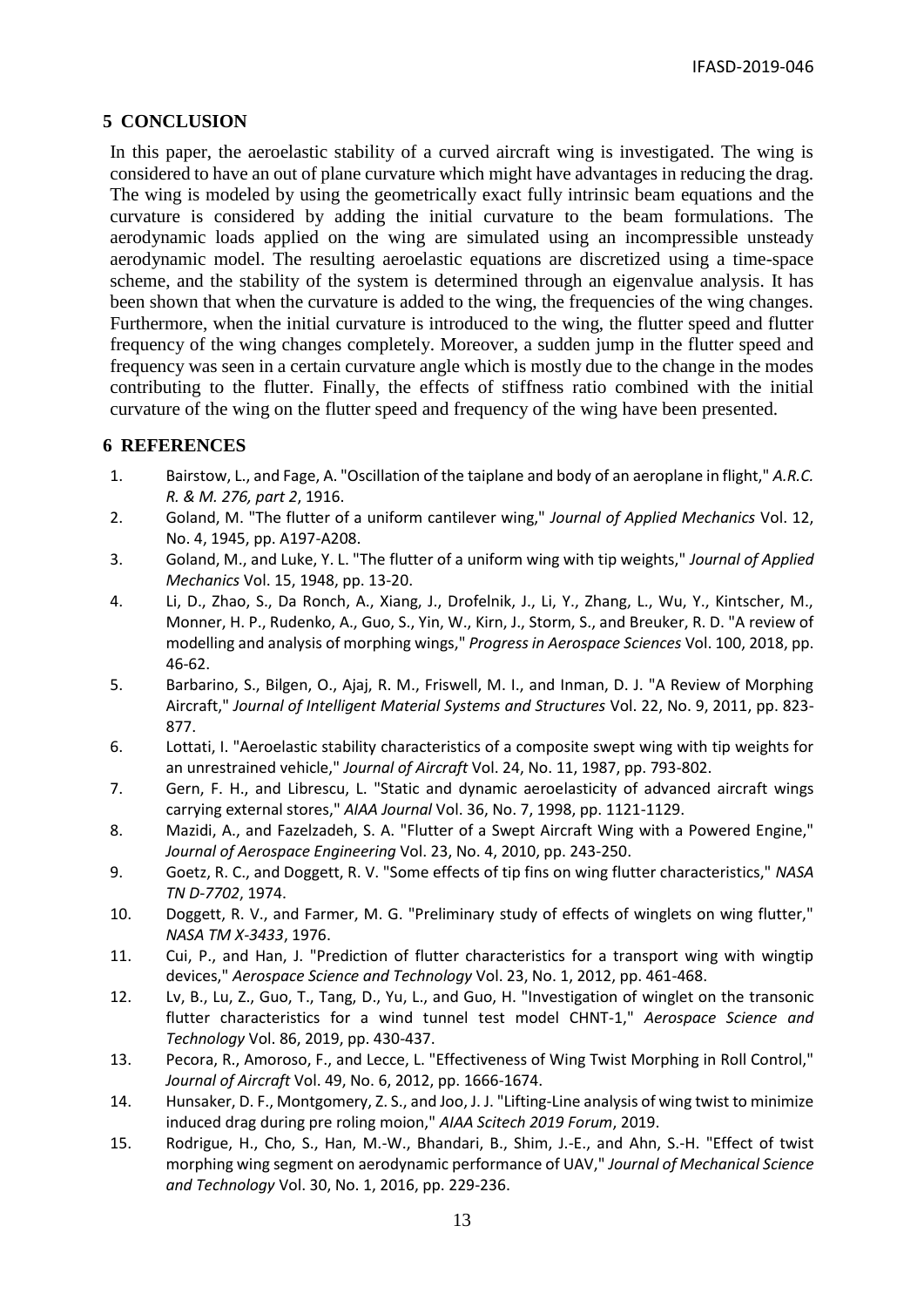## 5 CONCLUSION

In this paper, the aeroelastic stability of a curved aircraft wing is investigated. The wing is considered to have an out of plane curvature which might have advantages in reducing the drag. The wing is modeled by using the geometrically exact fully intrinsic beam equations and the curvature is considered by adding the initial curvature to the beam formulations. The aerodynamic loads applied on the wing are simulated using an incompressible unsteady aerodynamic model. The resulting aeroelastic equations are discretized using a time-space scheme, and the stability of the system is determined through an eigenvalue analysis. It has been shown that when the curvature is added to the wing, the frequencies of the wing changes. Furthermore, when the initial curvature is introduced to the wing, the flutter speed and flutter frequency of the wing changes completely. Moreover, a sudden jump in the flutter speed and frequency was seen in a certain curvature angle which is mostly due to the change in the modes contributing to the flutter. Finally, the effects of stiffness ratio combined with the initial curvature of the wing on the flutter speed and frequency of the wing have been presented.

## 6 REFERENCES

1. Bairstow, L., and Fage, A. "Oscillation of the taiplane and body of an aeroplane in flight," *A.R.C. R. & M. 276, part 2*, 1916.
2. Goland, M. "The flutter of a uniform cantilever wing," *Journal of Applied Mechanics* Vol. 12, No. 4, 1945, pp. A197-A208.
3. Goland, M., and Luke, Y. L. "The flutter of a uniform wing with tip weights," *Journal of Applied Mechanics* Vol. 15, 1948, pp. 13-20.
4. Li, D., Zhao, S., Da Ronch, A., Xiang, J., Drofelnik, J., Li, Y., Zhang, L., Wu, Y., Kintscher, M., Monner, H. P., Rudenko, A., Guo, S., Yin, W., Kirn, J., Storm, S., and Breuker, R. D. "A review of modelling and analysis of morphing wings," *Progress in Aerospace Sciences* Vol. 100, 2018, pp. 46-62.
5. Barbarino, S., Bilgen, O., Ajaj, R. M., Friswell, M. I., and Inman, D. J. "A Review of Morphing Aircraft," *Journal of Intelligent Material Systems and Structures* Vol. 22, No. 9, 2011, pp. 823-877.
6. Lottati, I. "Aeroelastic stability characteristics of a composite swept wing with tip weights for an unrestrained vehicle," *Journal of Aircraft* Vol. 24, No. 11, 1987, pp. 793-802.
7. Gern, F. H., and Librescu, L. "Static and dynamic aeroelasticity of advanced aircraft wings carrying external stores," *AIAA Journal* Vol. 36, No. 7, 1998, pp. 1121-1129.
8. Mazidi, A., and Fazelzadeh, S. A. "Flutter of a Swept Aircraft Wing with a Powered Engine," *Journal of Aerospace Engineering* Vol. 23, No. 4, 2010, pp. 243-250.
9. Goetz, R. C., and Doggett, R. V. "Some effects of tip fins on wing flutter characteristics," *NASA TN D-7702*, 1974.
10. Doggett, R. V., and Farmer, M. G. "Preliminary study of effects of winglets on wing flutter," *NASA TM X-3433*, 1976.
11. Cui, P., and Han, J. "Prediction of flutter characteristics for a transport wing with wingtip devices," *Aerospace Science and Technology* Vol. 23, No. 1, 2012, pp. 461-468.
12. Lv, B., Lu, Z., Guo, T., Tang, D., Yu, L., and Guo, H. "Investigation of winglet on the transonic flutter characteristics for a wind tunnel test model CHNT-1," *Aerospace Science and Technology* Vol. 86, 2019, pp. 430-437.
13. Pecora, R., Amoroso, F., and Lecce, L. "Effectiveness of Wing Twist Morphing in Roll Control," *Journal of Aircraft* Vol. 49, No. 6, 2012, pp. 1666-1674.
14. Hunsaker, D. F., Montgomery, Z. S., and Joo, J. J. "Lifting-Line analysis of wing twist to minimize induced drag during pre roling moion," *AIAA Scitech 2019 Forum*, 2019.
15. Rodrigue, H., Cho, S., Han, M.-W., Bhandari, B., Shim, J.-E., and Ahn, S.-H. "Effect of twist morphing wing segment on aerodynamic performance of UAV," *Journal of Mechanical Science and Technology* Vol. 30, No. 1, 2016, pp. 229-236.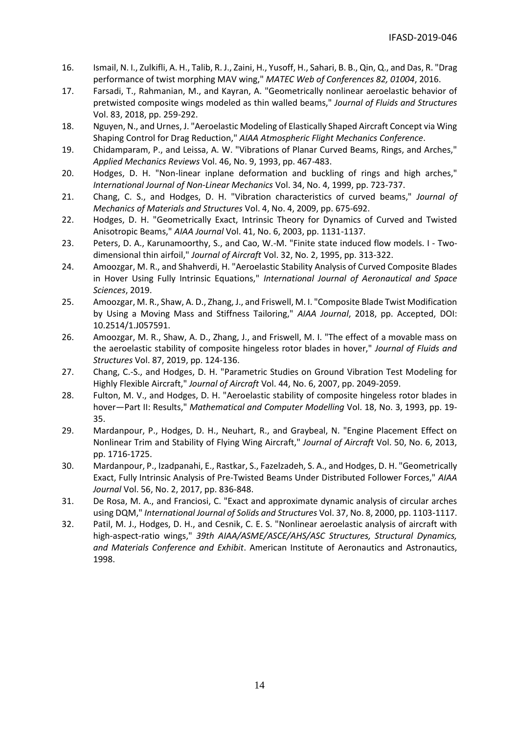16. Ismail, N. I., Zulkifli, A. H., Talib, R. J., Zaini, H., Yusoff, H., Sahari, B. B., Qin, Q., and Das, R. "Drag performance of twist morphing MAV wing," *MATEC Web of Conferences 82, 01004*, 2016.
17. Farsadi, T., Rahmanian, M., and Kayran, A. "Geometrically nonlinear aeroelastic behavior of pretwisted composite wings modeled as thin walled beams," *Journal of Fluids and Structures* Vol. 83, 2018, pp. 259-292.
18. Nguyen, N., and Urnes, J. "Aeroelastic Modeling of Elastically Shaped Aircraft Concept via Wing Shaping Control for Drag Reduction," *AIAA Atmospheric Flight Mechanics Conference*.
19. Chidamparam, P., and Leissa, A. W. "Vibrations of Planar Curved Beams, Rings, and Arches," *Applied Mechanics Reviews* Vol. 46, No. 9, 1993, pp. 467-483.
20. Hodges, D. H. "Non-linear inplane deformation and buckling of rings and high arches," *International Journal of Non-Linear Mechanics* Vol. 34, No. 4, 1999, pp. 723-737.
21. Chang, C. S., and Hodges, D. H. "Vibration characteristics of curved beams," *Journal of Mechanics of Materials and Structures* Vol. 4, No. 4, 2009, pp. 675-692.
22. Hodges, D. H. "Geometrically Exact, Intrinsic Theory for Dynamics of Curved and Twisted Anisotropic Beams," *AIAA Journal* Vol. 41, No. 6, 2003, pp. 1131-1137.
23. Peters, D. A., Karunamoorthy, S., and Cao, W.-M. "Finite state induced flow models. I - Two-dimensional thin airfoil," *Journal of Aircraft* Vol. 32, No. 2, 1995, pp. 313-322.
24. Amoozgar, M. R., and Shahverdi, H. "Aeroelastic Stability Analysis of Curved Composite Blades in Hover Using Fully Intrinsic Equations," *International Journal of Aeronautical and Space Sciences*, 2019.
25. Amoozgar, M. R., Shaw, A. D., Zhang, J., and Friswell, M. I. "Composite Blade Twist Modification by Using a Moving Mass and Stiffness Tailoring," *AIAA Journal*, 2018, pp. Accepted, DOI: 10.2514/1.J057591.
26. Amoozgar, M. R., Shaw, A. D., Zhang, J., and Friswell, M. I. "The effect of a movable mass on the aeroelastic stability of composite hingeless rotor blades in hover," *Journal of Fluids and Structures* Vol. 87, 2019, pp. 124-136.
27. Chang, C.-S., and Hodges, D. H. "Parametric Studies on Ground Vibration Test Modeling for Highly Flexible Aircraft," *Journal of Aircraft* Vol. 44, No. 6, 2007, pp. 2049-2059.
28. Fulton, M. V., and Hodges, D. H. "Aeroelastic stability of composite hingeless rotor blades in hover—Part II: Results," *Mathematical and Computer Modelling* Vol. 18, No. 3, 1993, pp. 19-35.
29. Mardanpour, P., Hodges, D. H., Neuhart, R., and Graybeal, N. "Engine Placement Effect on Nonlinear Trim and Stability of Flying Wing Aircraft," *Journal of Aircraft* Vol. 50, No. 6, 2013, pp. 1716-1725.
30. Mardanpour, P., Izadpanahi, E., Rastkar, S., Fazelzadeh, S. A., and Hodges, D. H. "Geometrically Exact, Fully Intrinsic Analysis of Pre-Twisted Beams Under Distributed Follower Forces," *AIAA Journal* Vol. 56, No. 2, 2017, pp. 836-848.
31. De Rosa, M. A., and Franciosi, C. "Exact and approximate dynamic analysis of circular arches using DQM," *International Journal of Solids and Structures* Vol. 37, No. 8, 2000, pp. 1103-1117.
32. Patil, M. J., Hodges, D. H., and Cesnik, C. E. S. "Nonlinear aeroelastic analysis of aircraft with high-aspect-ratio wings," *39th AIAA/ASME/ASCE/AHS/ASC Structures, Structural Dynamics, and Materials Conference and Exhibit*. American Institute of Aeronautics and Astronautics, 1998.